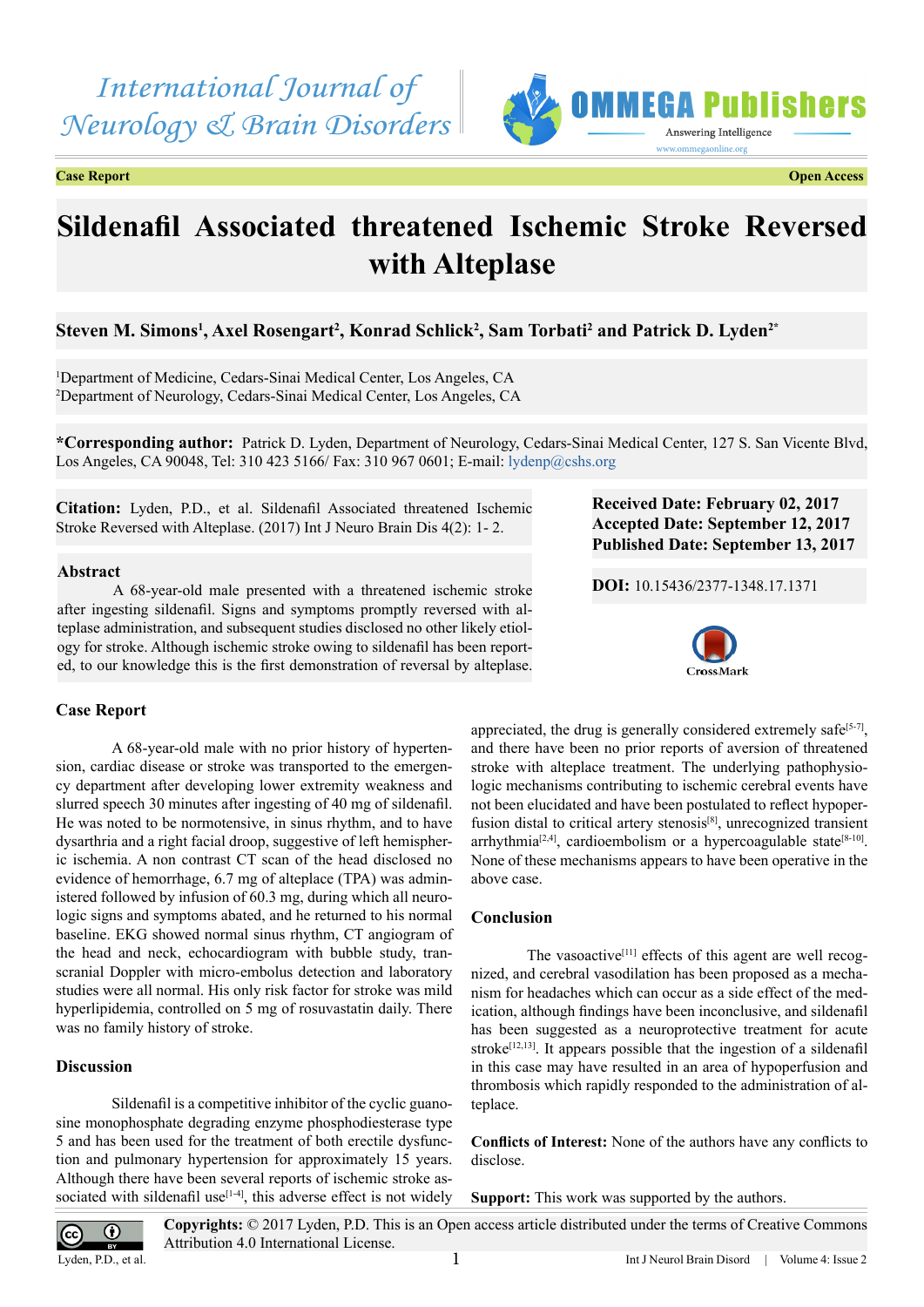Case Report

Open Access

# Sildenafil Associated threatened Ischemic Stroke Reversed with Alteplase

**Steven M. Simons[1], Axel Rosengart[2], Konrad Schlick[2], Sam Torbati[2] and Patrick D. Lyden[2*]**

[1]Department of Medicine, Cedars-Sinai Medical Center, Los Angeles, CA
[2]Department of Neurology, Cedars-Sinai Medical Center, Los Angeles, CA

**\*Corresponding author:** Patrick D. Lyden, Department of Neurology, Cedars-Sinai Medical Center, 127 S. San Vicente Blvd, Los Angeles, CA 90048, Tel: 310 423 5166/ Fax: 310 967 0601; E-mail: lydenp@cshs.org

**Citation:** Lyden, P.D., et al. Sildenafil Associated threatened Ischemic Stroke Reversed with Alteplase. (2017) Int J Neuro Brain Dis 4(2): 1- 2.

**Received Date: February 02, 2017**
**Accepted Date: September 12, 2017**
**Published Date: September 13, 2017**

**DOI:** 10.15436/2377-1348.17.1371

## Abstract

A 68-year-old male presented with a threatened ischemic stroke after ingesting sildenafil. Signs and symptoms promptly reversed with alteplase administration, and subsequent studies disclosed no other likely etiology for stroke. Although ischemic stroke owing to sildenafil has been reported, to our knowledge this is the first demonstration of reversal by alteplase.

## Case Report

A 68-year-old male with no prior history of hypertension, cardiac disease or stroke was transported to the emergency department after developing lower extremity weakness and slurred speech 30 minutes after ingesting of 40 mg of sildenafil. He was noted to be normotensive, in sinus rhythm, and to have dysarthria and a right facial droop, suggestive of left hemispheric ischemia. A non contrast CT scan of the head disclosed no evidence of hemorrhage, 6.7 mg of alteplase (TPA) was administered followed by infusion of 60.3 mg, during which all neurologic signs and symptoms abated, and he returned to his normal baseline. EKG showed normal sinus rhythm, CT angiogram of the head and neck, echocardiogram with bubble study, transcranial Doppler with micro-embolus detection and laboratory studies were all normal. His only risk factor for stroke was mild hyperlipidemia, controlled on 5 mg of rosuvastatin daily. There was no family history of stroke.

## Discussion

Sildenafil is a competitive inhibitor of the cyclic guanosine monophosphate degrading enzyme phosphodiesterase type 5 and has been used for the treatment of both erectile dysfunction and pulmonary hypertension for approximately 15 years. Although there have been several reports of ischemic stroke associated with sildenafil use[1-4], this adverse effect is not widely appreciated, the drug is generally considered extremely safe[5-7], and there have been no prior reports of aversion of threatened stroke with alteplace treatment. The underlying pathophysiologic mechanisms contributing to ischemic cerebral events have not been elucidated and have been postulated to reflect hypoperfusion distal to critical artery stenosis[8], unrecognized transient arrhythmia[2,4], cardioembolism or a hypercoagulable state[8-10]. None of these mechanisms appears to have been operative in the above case.

## Conclusion

The vasoactive[11] effects of this agent are well recognized, and cerebral vasodilation has been proposed as a mechanism for headaches which can occur as a side effect of the medication, although findings have been inconclusive, and sildenafil has been suggested as a neuroprotective treatment for acute stroke[12,13]. It appears possible that the ingestion of a sildenafil in this case may have resulted in an area of hypoperfusion and thrombosis which rapidly responded to the administration of alteplace.

**Conflicts of Interest:** None of the authors have any conflicts to disclose.

**Support:** This work was supported by the authors.

**Copyrights:** © 2017 Lyden, P.D. This is an Open access article distributed under the terms of Creative Commons Attribution 4.0 International License.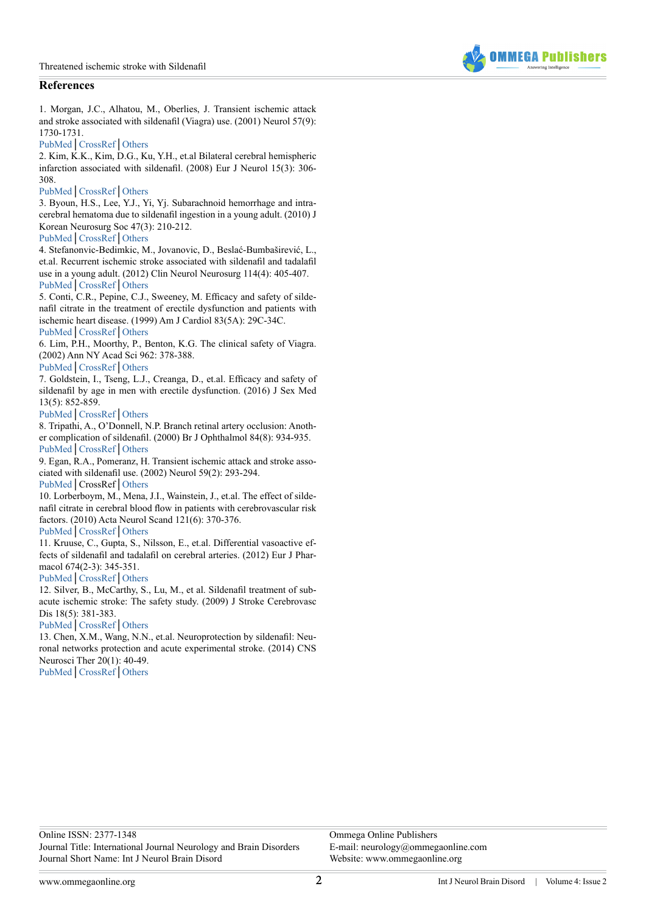## References

1. Morgan, J.C., Alhatou, M., Oberlies, J. Transient ischemic attack and stroke associated with sildenafil (Viagra) use. (2001) Neurol 57(9): 1730-1731.
PubMed | CrossRef | Others

2. Kim, K.K., Kim, D.G., Ku, Y.H., et.al Bilateral cerebral hemispheric infarction associated with sildenafil. (2008) Eur J Neurol 15(3): 306-308.
PubMed | CrossRef | Others

3. Byoun, H.S., Lee, Y.J., Yi, Yj. Subarachnoid hemorrhage and intracerebral hematoma due to sildenafil ingestion in a young adult. (2010) J Korean Neurosurg Soc 47(3): 210-212.
PubMed | CrossRef | Others

4. Stefanonvic-Bedimkic, M., Jovanovic, D., Beslać-Bumbaširević, L., et.al. Recurrent ischemic stroke associated with sildenafil and tadalafil use in a young adult. (2012) Clin Neurol Neurosurg 114(4): 405-407.
PubMed | CrossRef | Others

5. Conti, C.R., Pepine, C.J., Sweeney, M. Efficacy and safety of sildenafil citrate in the treatment of erectile dysfunction and patients with ischemic heart disease. (1999) Am J Cardiol 83(5A): 29C-34C.
PubMed | CrossRef | Others

6. Lim, P.H., Moorthy, P., Benton, K.G. The clinical safety of Viagra. (2002) Ann NY Acad Sci 962: 378-388.
PubMed | CrossRef | Others

7. Goldstein, I., Tseng, L.J., Creanga, D., et.al. Efficacy and safety of sildenafil by age in men with erectile dysfunction. (2016) J Sex Med 13(5): 852-859.
PubMed | CrossRef | Others

8. Tripathi, A., O'Donnell, N.P. Branch retinal artery occlusion: Another complication of sildenafil. (2000) Br J Ophthalmol 84(8): 934-935.
PubMed | CrossRef | Others

9. Egan, R.A., Pomeranz, H. Transient ischemic attack and stroke associated with sildenafil use. (2002) Neurol 59(2): 293-294.
PubMed | CrossRef | Others

10. Lorberboym, M., Mena, J.I., Wainstein, J., et.al. The effect of sildenafil citrate in cerebral blood flow in patients with cerebrovascular risk factors. (2010) Acta Neurol Scand 121(6): 370-376.
PubMed | CrossRef | Others

11. Kruuse, C., Gupta, S., Nilsson, E., et.al. Differential vasoactive effects of sildenafil and tadalafil on cerebral arteries. (2012) Eur J Pharmacol 674(2-3): 345-351.
PubMed | CrossRef | Others

12. Silver, B., McCarthy, S., Lu, M., et al. Sildenafil treatment of subacute ischemic stroke: The safety study. (2009) J Stroke Cerebrovasc Dis 18(5): 381-383.
PubMed | CrossRef | Others

13. Chen, X.M., Wang, N.N., et.al. Neuroprotection by sildenafil: Neuronal networks protection and acute experimental stroke. (2014) CNS Neurosci Ther 20(1): 40-49.
PubMed | CrossRef | Others

Online ISSN: 2377-1348
Journal Title: International Journal Neurology and Brain Disorders
Journal Short Name: Int J Neurol Brain Disord

Ommega Online Publishers
E-mail: neurology@ommegaonline.com
Website: www.ommegaonline.org